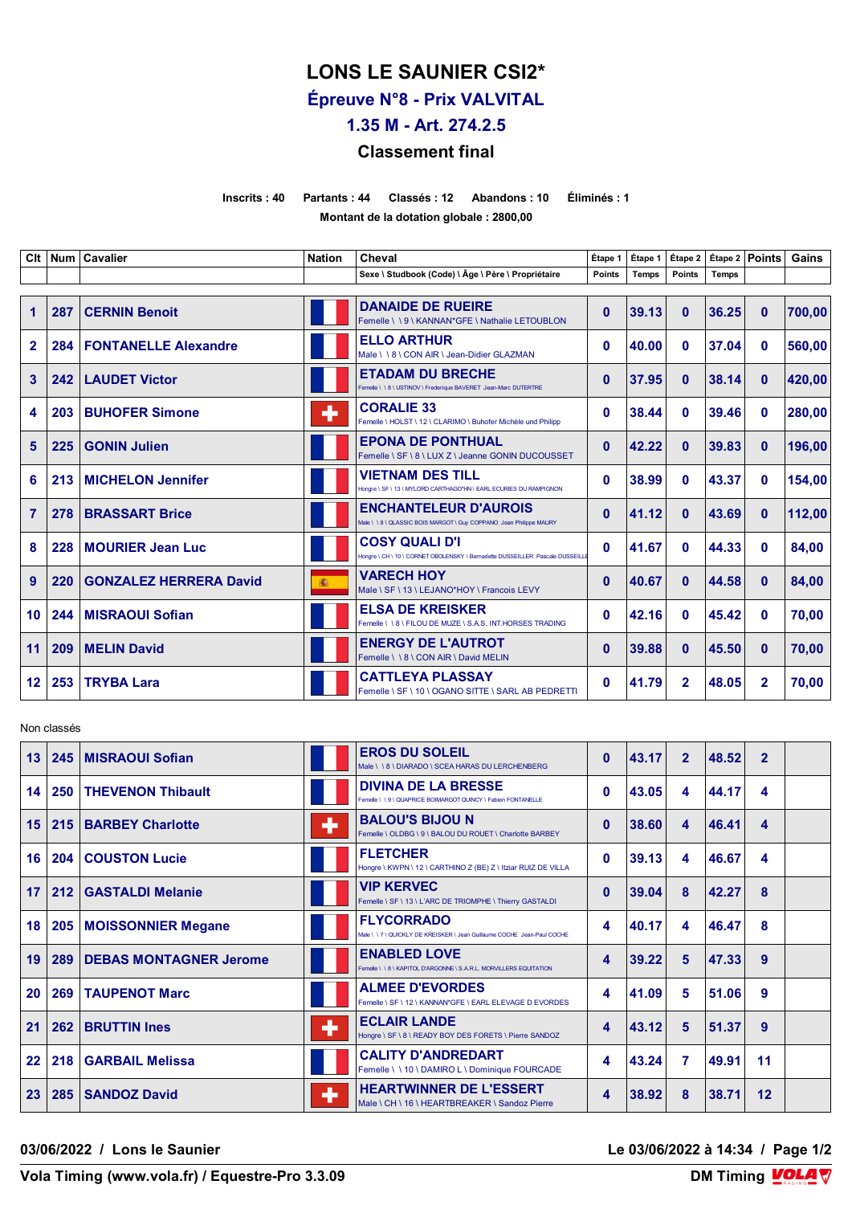# LONS LE SAUNIER CSI2*

## Épreuve N°8 - Prix VALVITAL

## 1.35 M - Art. 274.2.5

## Classement final

**Inscrits : 40 Partants : 44 Classés : 12 Abandons : 10 Éliminés : 1**

**Montant de la dotation globale : 2800,00**

| Clt | Num | Cavalier | Nation | Cheval | Étape 1 | Étape 1 | Étape 2 | Étape 2 | Points | Gains |
|---|---|---|---|---|---|---|---|---|---|---|
| | | | | Sexe \ Studbook (Code) \ Âge \ Père \ Propriétaire | Points | Temps | Points | Temps | | |
| 1 | 287 | CERNIN Benoit | | DANAIDE DE RUEIRE<br>Femelle \ \ 9 \ KANNAN*GFE \ Nathalie LETOUBLON | 0 | 39.13 | 0 | 36.25 | 0 | 700,00 |
| 2 | 284 | FONTANELLE Alexandre | | ELLO ARTHUR<br>Male \ \ 8 \ CON AIR \ Jean-Didier GLAZMAN | 0 | 40.00 | 0 | 37.04 | 0 | 560,00 |
| 3 | 242 | LAUDET Victor | | ETADAM DU BRECHE<br>Femelle \ \ 8 \ USTINOV \ Frederique BAVERET Jean-Marc DUTERTRE | 0 | 37.95 | 0 | 38.14 | 0 | 420,00 |
| 4 | 203 | BUHOFER Simone | | CORALIE 33<br>Femelle \ HOLST \ 12 \ CLARIMO \ Buhofer Michèle und Philipp | 0 | 38.44 | 0 | 39.46 | 0 | 280,00 |
| 5 | 225 | GONIN Julien | | EPONA DE PONTHUAL<br>Femelle \ SF \ 8 \ LUX Z \ Jeanne GONIN DUCOUSSET | 0 | 42.22 | 0 | 39.83 | 0 | 196,00 |
| 6 | 213 | MICHELON Jennifer | | VIETNAM DES TILL<br>Hongre \ SF \ 13 \ MYLORD CARTHAGO*HN \ EARL ECURIES DU RAMPIGNON | 0 | 38.99 | 0 | 43.37 | 0 | 154,00 |
| 7 | 278 | BRASSART Brice | | ENCHANTELEUR D'AUROIS<br>Male \ \ 8 \ QLASSIC BOIS MARGOT \ Guy COPPANO Jean Philippe MAURY | 0 | 41.12 | 0 | 43.69 | 0 | 112,00 |
| 8 | 228 | MOURIER Jean Luc | | COSY QUALI D'I<br>Hongre \ CH \ 10 \ CORNET OBOLENSKY \ Bernadette DUSSEILLER Pascale DUSSEILLE | 0 | 41.67 | 0 | 44.33 | 0 | 84,00 |
| 9 | 220 | GONZALEZ HERRERA David | | VARECH HOY<br>Male \ SF \ 13 \ LEJANO*HOY \ Francois LEVY | 0 | 40.67 | 0 | 44.58 | 0 | 84,00 |
| 10 | 244 | MISRAOUI Sofian | | ELSA DE KREISKER<br>Femelle \ \ 8 \ FILOU DE MUZE \ S.A.S. INT.HORSES TRADING | 0 | 42.16 | 0 | 45.42 | 0 | 70,00 |
| 11 | 209 | MELIN David | | ENERGY DE L'AUTROT<br>Femelle \ \ 8 \ CON AIR \ David MELIN | 0 | 39.88 | 0 | 45.50 | 0 | 70,00 |
| 12 | 253 | TRYBA Lara | | CATTLEYA PLASSAY<br>Femelle \ SF \ 10 \ OGANO SITTE \ SARL AB PEDRETTI | 0 | 41.79 | 2 | 48.05 | 2 | 70,00 |

Non classés

| Clt | Num | Cavalier | Nation | Cheval | Étape 1 Points | Étape 1 Temps | Étape 2 Points | Étape 2 Temps | Points | Gains |
|---|---|---|---|---|---|---|---|---|---|---|
| 13 | 245 | MISRAOUI Sofian | | EROS DU SOLEIL<br>Male \ \ 8 \ DIARADO \ SCEA HARAS DU LERCHENBERG | 0 | 43.17 | 2 | 48.52 | 2 | |
| 14 | 250 | THEVENON Thibault | | DIVINA DE LA BRESSE<br>Femelle \ \ 9 \ QUAPRICE BOIMARGOT QUINCY \ Fabien FONTANELLE | 0 | 43.05 | 4 | 44.17 | 4 | |
| 15 | 215 | BARBEY Charlotte | | BALOU'S BIJOU N<br>Femelle \ OLDBG \ 9 \ BALOU DU ROUET \ Charlotte BARBEY | 0 | 38.60 | 4 | 46.41 | 4 | |
| 16 | 204 | COUSTON Lucie | | FLETCHER<br>Hongre \ KWPN \ 12 \ CARTHINO Z (BE) Z \ Itziar RUIZ DE VILLA | 0 | 39.13 | 4 | 46.67 | 4 | |
| 17 | 212 | GASTALDI Melanie | | VIP KERVEC<br>Femelle \ SF \ 13 \ L'ARC DE TRIOMPHE \ Thierry GASTALDI | 0 | 39.04 | 8 | 42.27 | 8 | |
| 18 | 205 | MOISSONNIER Megane | | FLYCORRADO<br>Male \ \ 7 \ QUICKLY DE KREISKER \ Jean Guillaume COCHE Jean-Paul COCHE | 4 | 40.17 | 4 | 46.47 | 8 | |
| 19 | 289 | DEBAS MONTAGNER Jerome | | ENABLED LOVE<br>Femelle \ \ 8 \ KAPITOL D'ARGONNE \ S.A.R.L. MORVILLERS EQUITATION | 4 | 39.22 | 5 | 47.33 | 9 | |
| 20 | 269 | TAUPENOT Marc | | ALMEE D'EVORDES<br>Femelle \ SF \ 12 \ KANNAN*GFE \ EARL ELEVAGE D EVORDES | 4 | 41.09 | 5 | 51.06 | 9 | |
| 21 | 262 | BRUTTIN Ines | | ECLAIR LANDE<br>Hongre \ SF \ 8 \ READY BOY DES FORETS \ Pierre SANDOZ | 4 | 43.12 | 5 | 51.37 | 9 | |
| 22 | 218 | GARBAIL Melissa | | CALITY D'ANDREDART<br>Femelle \ \ 10 \ DAMIRO L \ Dominique FOURCADE | 4 | 43.24 | 7 | 49.91 | 11 | |
| 23 | 285 | SANDOZ David | | HEARTWINNER DE L'ESSERT<br>Male \ CH \ 16 \ HEARTBREAKER \ Sandoz Pierre | 4 | 38.92 | 8 | 38.71 | 12 | |

03/06/2022 / Lons le Saunier — Le 03/06/2022 à 14:34

Vola Timing (www.vola.fr) / Equestre-Pro 3.3.09 — DM Timing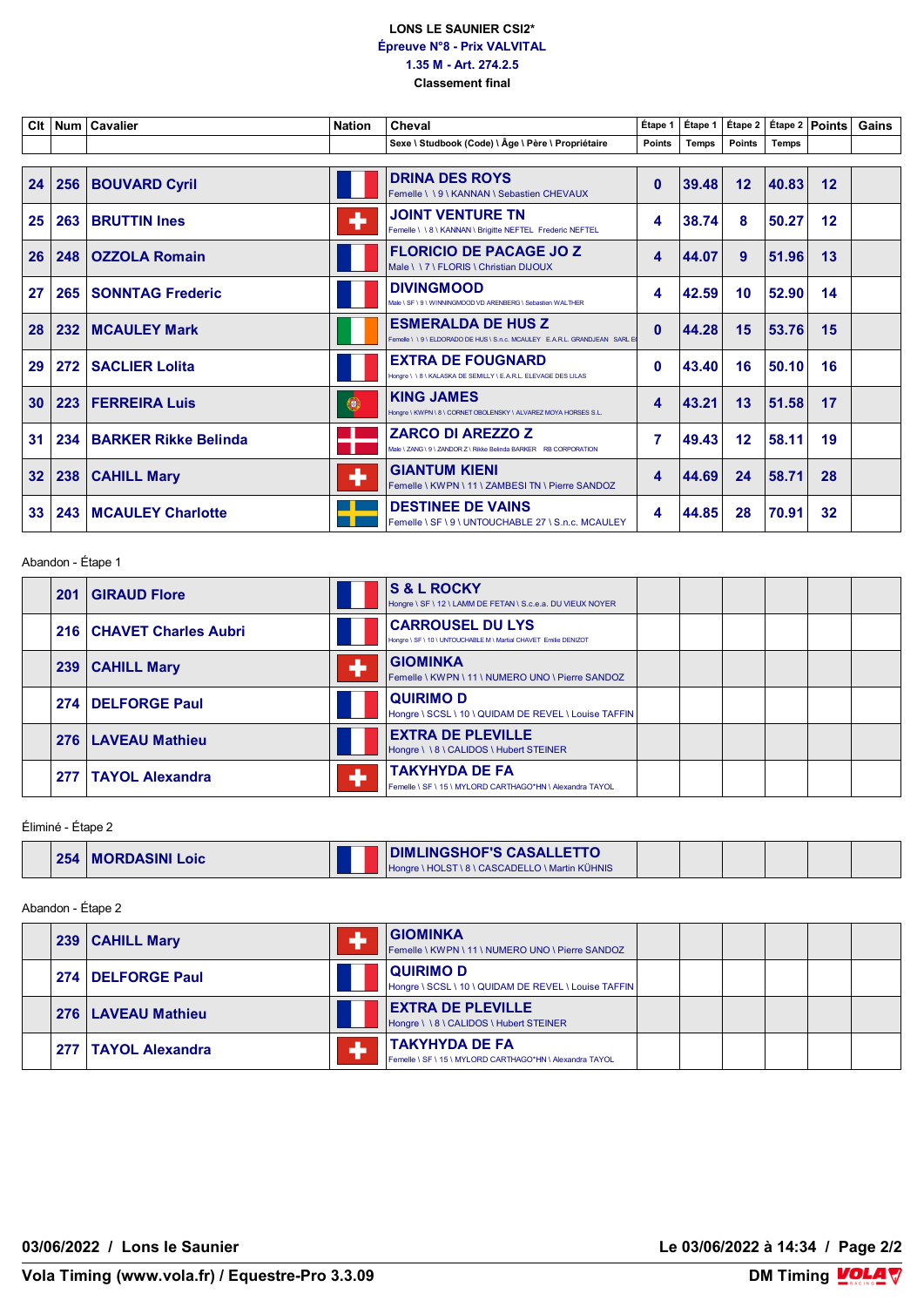**LONS LE SAUNIER CSI2***

**Épreuve N°8 - Prix VALVITAL**

**1.35 M - Art. 274.2.5**

**Classement final**

| Clt | Num | Cavalier | Nation | Cheval | Étape 1 | Étape 1 | Étape 2 | Étape 2 | Points | Gains |
|---|---|---|---|---|---|---|---|---|---|---|
| | | | | Sexe \ Studbook (Code) \ Âge \ Père \ Propriétaire | Points | Temps | Points | Temps | | |
| 24 | 256 | BOUVARD Cyril | | DRINA DES ROYS<br>Femelle \ \ 9 \ KANNAN \ Sebastien CHEVAUX | 0 | 39.48 | 12 | 40.83 | 12 | |
| 25 | 263 | BRUTTIN Ines | | JOINT VENTURE TN<br>Femelle \ \ 8 \ KANNAN \ Brigitte NEFTEL Frederic NEFTEL | 4 | 38.74 | 8 | 50.27 | 12 | |
| 26 | 248 | OZZOLA Romain | | FLORICIO DE PACAGE JO Z<br>Male \ \ 7 \ FLORIS \ Christian DIJOUX | 4 | 44.07 | 9 | 51.96 | 13 | |
| 27 | 265 | SONNTAG Frederic | | DIVINGMOOD<br>Male \ SF \ 9 \ WINNINGMOOD VD ARENBERG \ Sebastien WALTHER | 4 | 42.59 | 10 | 52.90 | 14 | |
| 28 | 232 | MCAULEY Mark | | ESMERALDA DE HUS Z<br>Femelle \ \ 9 \ ELDORADO DE HUS \ S.n.c. MCAULEY E.A.R.L. GRANDJEAN SARL E | 0 | 44.28 | 15 | 53.76 | 15 | |
| 29 | 272 | SACLIER Lolita | | EXTRA DE FOUGNARD<br>Hongre \ \ 8 \ KALASKA DE SEMILLY \ E.A.R.L. ELEVAGE DES LILAS | 0 | 43.40 | 16 | 50.10 | 16 | |
| 30 | 223 | FERREIRA Luis | | KING JAMES<br>Hongre \ KWPN \ 8 \ CORNET OBOLENSKY \ ALVAREZ MOYA HORSES S.L. | 4 | 43.21 | 13 | 51.58 | 17 | |
| 31 | 234 | BARKER Rikke Belinda | | ZARCO DI AREZZO Z<br>Male \ ZANG \ 9 \ ZANDOR Z \ Rikke Belinda BARKER RB CORPORATION | 7 | 49.43 | 12 | 58.11 | 19 | |
| 32 | 238 | CAHILL Mary | | GIANTUM KIENI<br>Femelle \ KWPN \ 11 \ ZAMBESI TN \ Pierre SANDOZ | 4 | 44.69 | 24 | 58.71 | 28 | |
| 33 | 243 | MCAULEY Charlotte | | DESTINEE DE VAINS<br>Femelle \ SF \ 9 \ UNTOUCHABLE 27 \ S.n.c. MCAULEY | 4 | 44.85 | 28 | 70.91 | 32 | |

Abandon - Étape 1

| | | | | | | | | | | |
|---|---|---|---|---|---|---|---|---|---|---|
| | 201 | GIRAUD Flore | | S & L ROCKY<br>Hongre \ SF \ 12 \ LAMM DE FETAN \ S.c.e.a. DU VIEUX NOYER | | | | | | |
| | 216 | CHAVET Charles Aubri | | CARROUSEL DU LYS<br>Hongre \ SF \ 10 \ UNTOUCHABLE M \ Martial CHAVET Emilie DENIZOT | | | | | | |
| | 239 | CAHILL Mary | | GIOMINKA<br>Femelle \ KWPN \ 11 \ NUMERO UNO \ Pierre SANDOZ | | | | | | |
| | 274 | DELFORGE Paul | | QUIRIMO D<br>Hongre \ SCSL \ 10 \ QUIDAM DE REVEL \ Louise TAFFIN | | | | | | |
| | 276 | LAVEAU Mathieu | | EXTRA DE PLEVILLE<br>Hongre \ \ 8 \ CALIDOS \ Hubert STEINER | | | | | | |
| | 277 | TAYOL Alexandra | | TAKYHYDA DE FA<br>Femelle \ SF \ 15 \ MYLORD CARTHAGO*HN \ Alexandra TAYOL | | | | | | |

Éliminé - Étape 2

| | | | | | | | | | | |
|---|---|---|---|---|---|---|---|---|---|---|
| | 254 | MORDASINI Loic | | DIMLINGSHOF'S CASALLETTO<br>Hongre \ HOLST \ 8 \ CASCADELLO \ Martin KÜHNIS | | | | | | |

Abandon - Étape 2

| | | | | | | | | | | |
|---|---|---|---|---|---|---|---|---|---|---|
| | 239 | CAHILL Mary | | GIOMINKA<br>Femelle \ KWPN \ 11 \ NUMERO UNO \ Pierre SANDOZ | | | | | | |
| | 274 | DELFORGE Paul | | QUIRIMO D<br>Hongre \ SCSL \ 10 \ QUIDAM DE REVEL \ Louise TAFFIN | | | | | | |
| | 276 | LAVEAU Mathieu | | EXTRA DE PLEVILLE<br>Hongre \ \ 8 \ CALIDOS \ Hubert STEINER | | | | | | |
| | 277 | TAYOL Alexandra | | TAKYHYDA DE FA<br>Femelle \ SF \ 15 \ MYLORD CARTHAGO*HN \ Alexandra TAYOL | | | | | | |

**03/06/2022 / Lons le Saunier** — **Le 03/06/2022 à 14:34**

**Vola Timing (www.vola.fr) / Equestre-Pro 3.3.09** — **DM Timing**